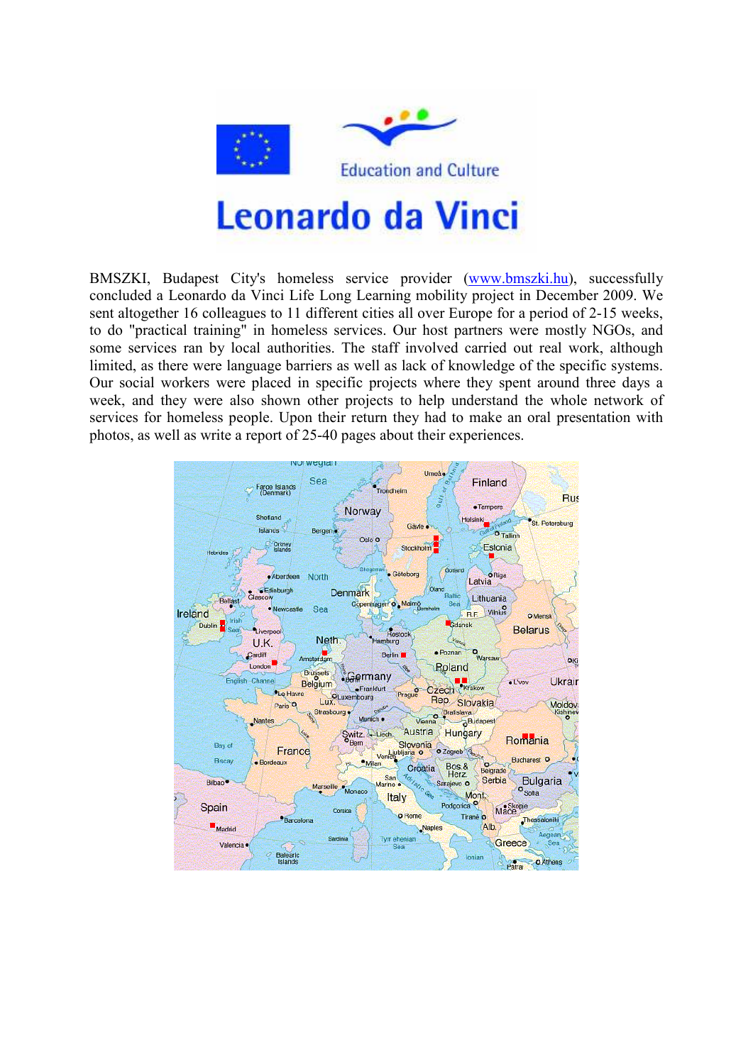Education and Culture

# Leonardo da Vinci

BMSZKI, Budapest City's homeless service provider ([www.bmszki.hu](http://www.bmszki.hu)), successfully concluded a Leonardo da Vinci Life Long Learning mobility project in December 2009. We sent altogether 16 colleagues to 11 different cities all over Europe for a period of 2-15 weeks, to do "practical training" in homeless services. Our host partners were mostly NGOs, and some services ran by local authorities. The staff involved carried out real work, although limited, as there were language barriers as well as lack of knowledge of the specific systems. Our social workers were placed in specific projects where they spent around three days a week, and they were also shown other projects to help understand the whole network of services for homeless people. Upon their return they had to make an oral presentation with photos, as well as write a report of 25-40 pages about their experiences.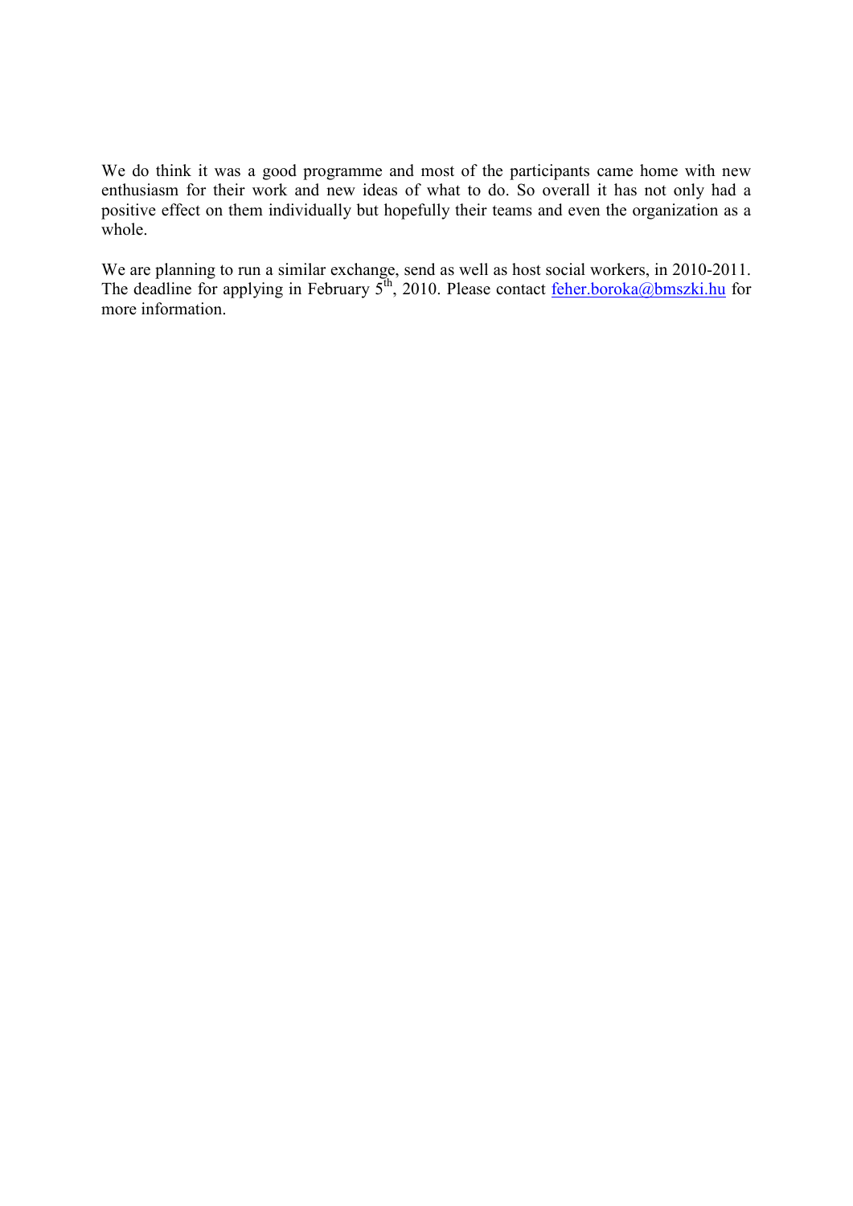We do think it was a good programme and most of the participants came home with new enthusiasm for their work and new ideas of what to do. So overall it has not only had a positive effect on them individually but hopefully their teams and even the organization as a whole.

We are planning to run a similar exchange, send as well as host social workers, in 2010-2011. The deadline for applying in February 5th, 2010. Please contact feher.boroka@bmszki.hu for more information.